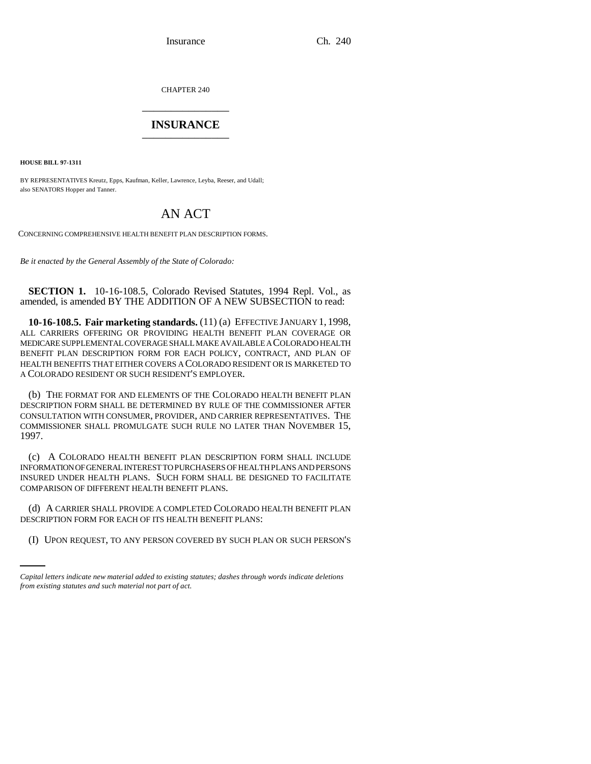CHAPTER 240

# INSURANCE

**HOUSE BILL 97-1311**

BY REPRESENTATIVES Kreutz, Epps, Kaufman, Keller, Lawrence, Leyba, Reeser, and Udall;
also SENATORS Hopper and Tanner.

## AN ACT

CONCERNING COMPREHENSIVE HEALTH BENEFIT PLAN DESCRIPTION FORMS.

*Be it enacted by the General Assembly of the State of Colorado:*

**SECTION 1.** 10-16-108.5, Colorado Revised Statutes, 1994 Repl. Vol., as amended, is amended BY THE ADDITION OF A NEW SUBSECTION to read:

**10-16-108.5. Fair marketing standards.** (11) (a) EFFECTIVE JANUARY 1, 1998, ALL CARRIERS OFFERING OR PROVIDING HEALTH BENEFIT PLAN COVERAGE OR MEDICARE SUPPLEMENTAL COVERAGE SHALL MAKE AVAILABLE A COLORADO HEALTH BENEFIT PLAN DESCRIPTION FORM FOR EACH POLICY, CONTRACT, AND PLAN OF HEALTH BENEFITS THAT EITHER COVERS A COLORADO RESIDENT OR IS MARKETED TO A COLORADO RESIDENT OR SUCH RESIDENT'S EMPLOYER.

(b) THE FORMAT FOR AND ELEMENTS OF THE COLORADO HEALTH BENEFIT PLAN DESCRIPTION FORM SHALL BE DETERMINED BY RULE OF THE COMMISSIONER AFTER CONSULTATION WITH CONSUMER, PROVIDER, AND CARRIER REPRESENTATIVES. THE COMMISSIONER SHALL PROMULGATE SUCH RULE NO LATER THAN NOVEMBER 15, 1997.

(c) A COLORADO HEALTH BENEFIT PLAN DESCRIPTION FORM SHALL INCLUDE INFORMATION OF GENERAL INTEREST TO PURCHASERS OF HEALTH PLANS AND PERSONS INSURED UNDER HEALTH PLANS. SUCH FORM SHALL BE DESIGNED TO FACILITATE COMPARISON OF DIFFERENT HEALTH BENEFIT PLANS.

(d) A CARRIER SHALL PROVIDE A COMPLETED COLORADO HEALTH BENEFIT PLAN DESCRIPTION FORM FOR EACH OF ITS HEALTH BENEFIT PLANS:

(I) UPON REQUEST, TO ANY PERSON COVERED BY SUCH PLAN OR SUCH PERSON'S

*Capital letters indicate new material added to existing statutes; dashes through words indicate deletions from existing statutes and such material not part of act.*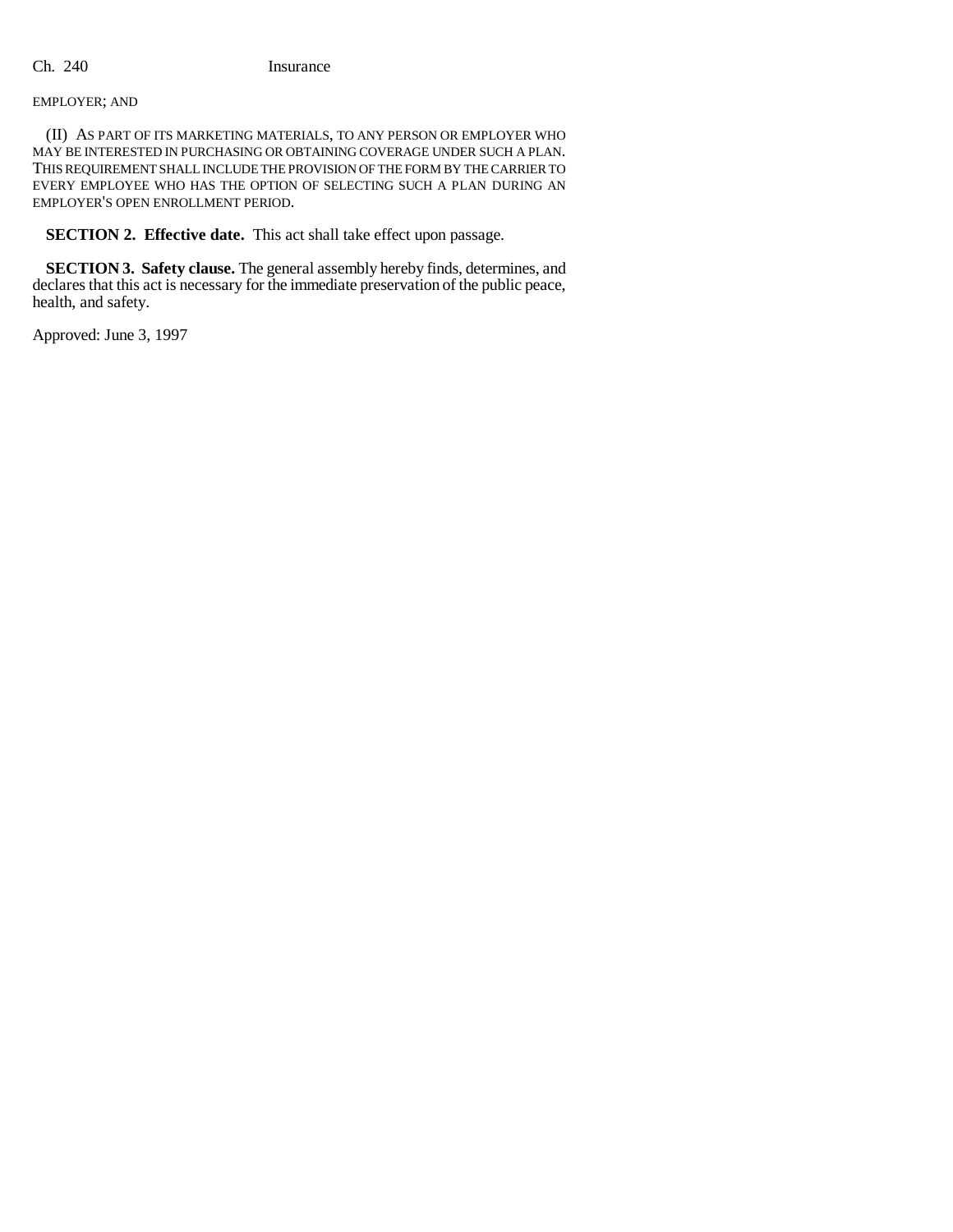EMPLOYER; AND

(II) AS PART OF ITS MARKETING MATERIALS, TO ANY PERSON OR EMPLOYER WHO MAY BE INTERESTED IN PURCHASING OR OBTAINING COVERAGE UNDER SUCH A PLAN. THIS REQUIREMENT SHALL INCLUDE THE PROVISION OF THE FORM BY THE CARRIER TO EVERY EMPLOYEE WHO HAS THE OPTION OF SELECTING SUCH A PLAN DURING AN EMPLOYER'S OPEN ENROLLMENT PERIOD.

**SECTION 2. Effective date.** This act shall take effect upon passage.

**SECTION 3. Safety clause.** The general assembly hereby finds, determines, and declares that this act is necessary for the immediate preservation of the public peace, health, and safety.

Approved: June 3, 1997